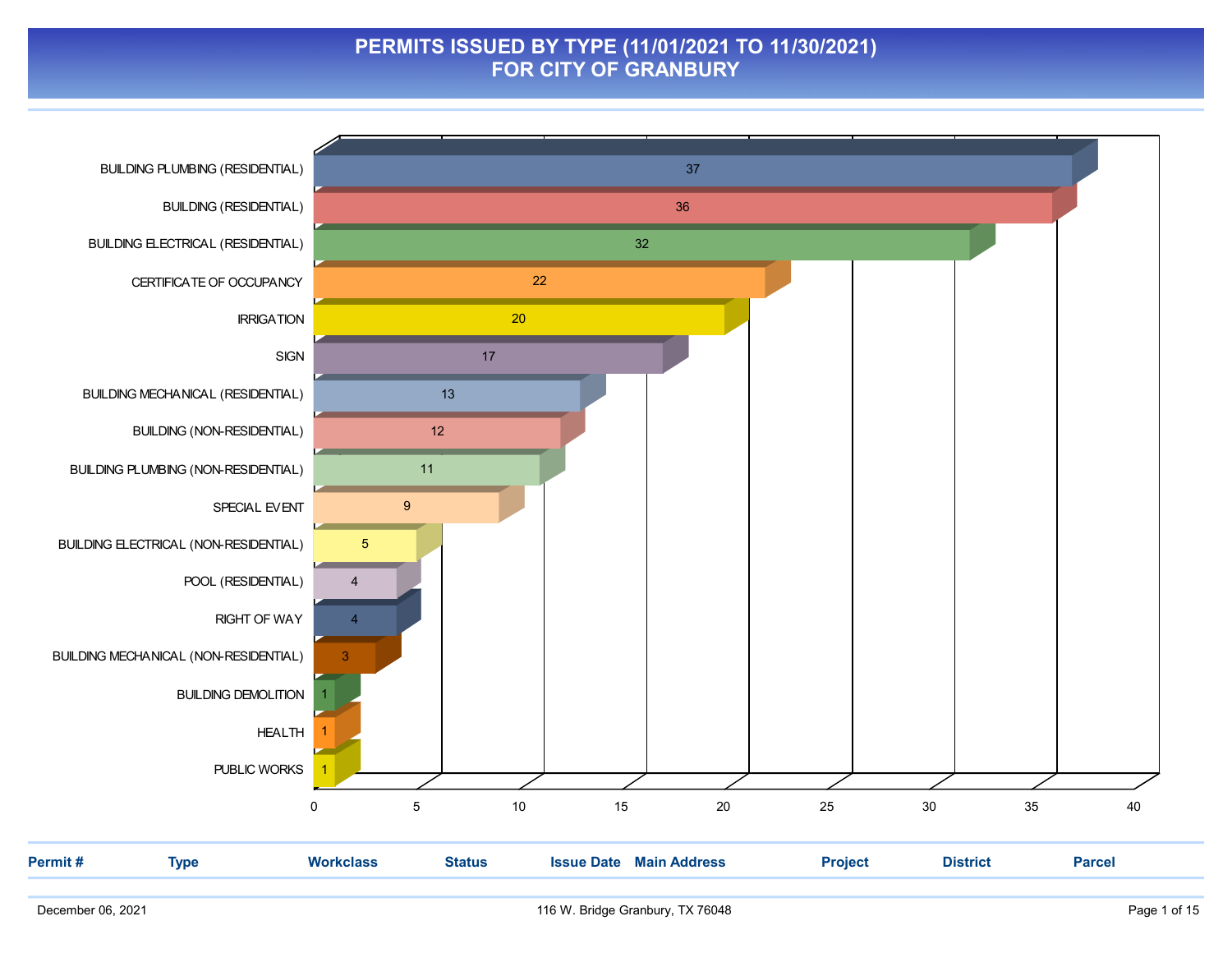# PERMITS ISSUED BY TYPE (11/01/2021 TO 11/30/2021)
## FOR CITY OF GRANBURY

| Type | Count |
|---|---|
| BUILDING PLUMBING (RESIDENTIAL) | 37 |
| BUILDING (RESIDENTIAL) | 36 |
| BUILDING ELECTRICAL (RESIDENTIAL) | 32 |
| CERTIFICATE OF OCCUPANCY | 22 |
| IRRIGATION | 20 |
| SIGN | 17 |
| BUILDING MECHANICAL (RESIDENTIAL) | 13 |
| BUILDING (NON-RESIDENTIAL) | 12 |
| BUILDING PLUMBING (NON-RESIDENTIAL) | 11 |
| SPECIAL EVENT | 9 |
| BUILDING ELECTRICAL (NON-RESIDENTIAL) | 5 |
| POOL (RESIDENTIAL) | 4 |
| RIGHT OF WAY | 4 |
| BUILDING MECHANICAL (NON-RESIDENTIAL) | 3 |
| BUILDING DEMOLITION | 1 |
| HEALTH | 1 |
| PUBLIC WORKS | 1 |

| Permit # | Type | Workclass | Status | Issue Date | Main Address | Project | District | Parcel |
|---|---|---|---|---|---|---|---|---|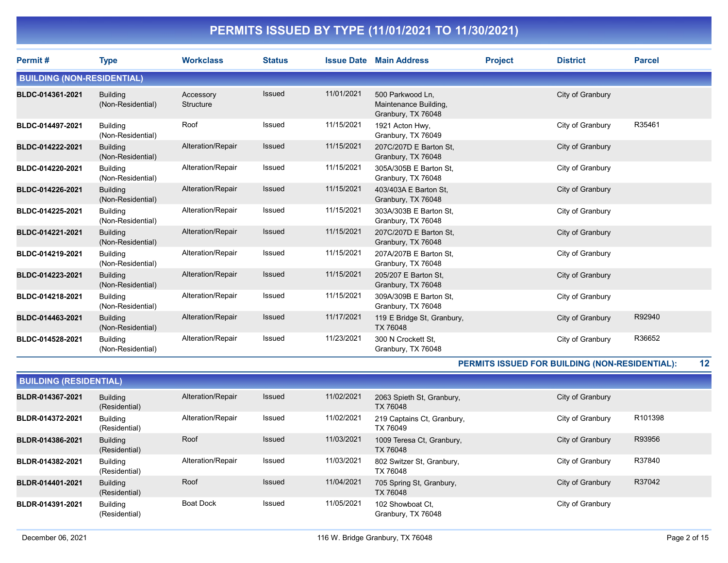# PERMITS ISSUED BY TYPE (11/01/2021 TO 11/30/2021)

| Permit # | Type | Workclass | Status | Issue Date | Main Address | Project | District | Parcel |
|---|---|---|---|---|---|---|---|---|
| **BUILDING (NON-RESIDENTIAL)** | | | | | | | | |
| **BLDC-014361-2021** | Building (Non-Residential) | Accessory Structure | Issued | 11/01/2021 | 500 Parkwood Ln, Maintenance Building, Granbury, TX 76048 | | City of Granbury | |
| **BLDC-014497-2021** | Building (Non-Residential) | Roof | Issued | 11/15/2021 | 1921 Acton Hwy, Granbury, TX 76049 | | City of Granbury | R35461 |
| **BLDC-014222-2021** | Building (Non-Residential) | Alteration/Repair | Issued | 11/15/2021 | 207C/207D E Barton St, Granbury, TX 76048 | | City of Granbury | |
| **BLDC-014220-2021** | Building (Non-Residential) | Alteration/Repair | Issued | 11/15/2021 | 305A/305B E Barton St, Granbury, TX 76048 | | City of Granbury | |
| **BLDC-014226-2021** | Building (Non-Residential) | Alteration/Repair | Issued | 11/15/2021 | 403/403A E Barton St, Granbury, TX 76048 | | City of Granbury | |
| **BLDC-014225-2021** | Building (Non-Residential) | Alteration/Repair | Issued | 11/15/2021 | 303A/303B E Barton St, Granbury, TX 76048 | | City of Granbury | |
| **BLDC-014221-2021** | Building (Non-Residential) | Alteration/Repair | Issued | 11/15/2021 | 207C/207D E Barton St, Granbury, TX 76048 | | City of Granbury | |
| **BLDC-014219-2021** | Building (Non-Residential) | Alteration/Repair | Issued | 11/15/2021 | 207A/207B E Barton St, Granbury, TX 76048 | | City of Granbury | |
| **BLDC-014223-2021** | Building (Non-Residential) | Alteration/Repair | Issued | 11/15/2021 | 205/207 E Barton St, Granbury, TX 76048 | | City of Granbury | |
| **BLDC-014218-2021** | Building (Non-Residential) | Alteration/Repair | Issued | 11/15/2021 | 309A/309B E Barton St, Granbury, TX 76048 | | City of Granbury | |
| **BLDC-014463-2021** | Building (Non-Residential) | Alteration/Repair | Issued | 11/17/2021 | 119 E Bridge St, Granbury, TX 76048 | | City of Granbury | R92940 |
| **BLDC-014528-2021** | Building (Non-Residential) | Alteration/Repair | Issued | 11/23/2021 | 300 N Crockett St, Granbury, TX 76048 | | City of Granbury | R36652 |
| | | | | | | | **PERMITS ISSUED FOR BUILDING (NON-RESIDENTIAL):** | **12** |
| **BUILDING (RESIDENTIAL)** | | | | | | | | |
| **BLDR-014367-2021** | Building (Residential) | Alteration/Repair | Issued | 11/02/2021 | 2063 Spieth St, Granbury, TX 76048 | | City of Granbury | |
| **BLDR-014372-2021** | Building (Residential) | Alteration/Repair | Issued | 11/02/2021 | 219 Captains Ct, Granbury, TX 76049 | | City of Granbury | R101398 |
| **BLDR-014386-2021** | Building (Residential) | Roof | Issued | 11/03/2021 | 1009 Teresa Ct, Granbury, TX 76048 | | City of Granbury | R93956 |
| **BLDR-014382-2021** | Building (Residential) | Alteration/Repair | Issued | 11/03/2021 | 802 Switzer St, Granbury, TX 76048 | | City of Granbury | R37840 |
| **BLDR-014401-2021** | Building (Residential) | Roof | Issued | 11/04/2021 | 705 Spring St, Granbury, TX 76048 | | City of Granbury | R37042 |
| **BLDR-014391-2021** | Building (Residential) | Boat Dock | Issued | 11/05/2021 | 102 Showboat Ct, Granbury, TX 76048 | | City of Granbury | |

December 06, 2021 — 116 W. Bridge Granbury, TX 76048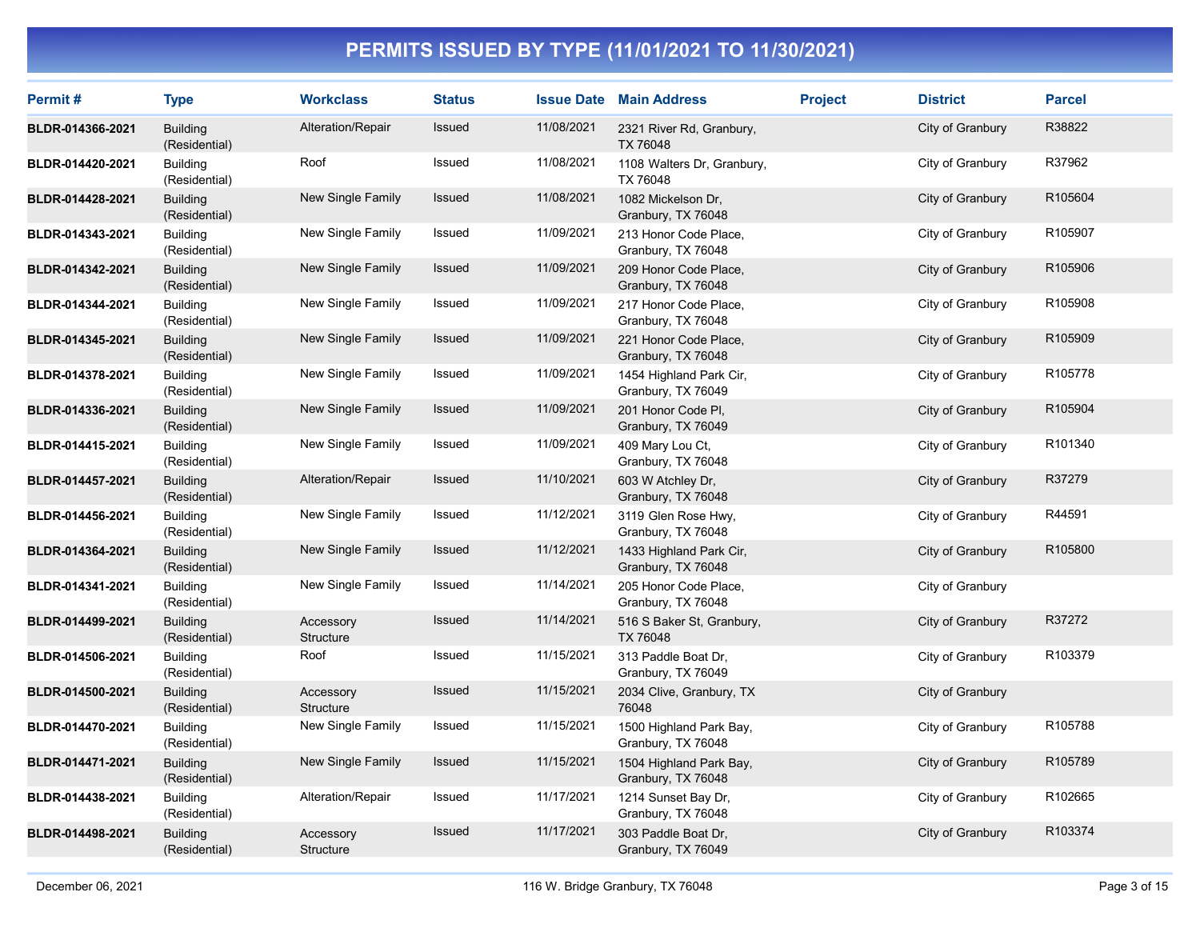# PERMITS ISSUED BY TYPE (11/01/2021 TO 11/30/2021)

| Permit # | Type | Workclass | Status | Issue Date | Main Address | Project | District | Parcel |
|---|---|---|---|---|---|---|---|---|
| BLDR-014366-2021 | Building (Residential) | Alteration/Repair | Issued | 11/08/2021 | 2321 River Rd, Granbury, TX 76048 | | City of Granbury | R38822 |
| BLDR-014420-2021 | Building (Residential) | Roof | Issued | 11/08/2021 | 1108 Walters Dr, Granbury, TX 76048 | | City of Granbury | R37962 |
| BLDR-014428-2021 | Building (Residential) | New Single Family | Issued | 11/08/2021 | 1082 Mickelson Dr, Granbury, TX 76048 | | City of Granbury | R105604 |
| BLDR-014343-2021 | Building (Residential) | New Single Family | Issued | 11/09/2021 | 213 Honor Code Place, Granbury, TX 76048 | | City of Granbury | R105907 |
| BLDR-014342-2021 | Building (Residential) | New Single Family | Issued | 11/09/2021 | 209 Honor Code Place, Granbury, TX 76048 | | City of Granbury | R105906 |
| BLDR-014344-2021 | Building (Residential) | New Single Family | Issued | 11/09/2021 | 217 Honor Code Place, Granbury, TX 76048 | | City of Granbury | R105908 |
| BLDR-014345-2021 | Building (Residential) | New Single Family | Issued | 11/09/2021 | 221 Honor Code Place, Granbury, TX 76048 | | City of Granbury | R105909 |
| BLDR-014378-2021 | Building (Residential) | New Single Family | Issued | 11/09/2021 | 1454 Highland Park Cir, Granbury, TX 76049 | | City of Granbury | R105778 |
| BLDR-014336-2021 | Building (Residential) | New Single Family | Issued | 11/09/2021 | 201 Honor Code Pl, Granbury, TX 76049 | | City of Granbury | R105904 |
| BLDR-014415-2021 | Building (Residential) | New Single Family | Issued | 11/09/2021 | 409 Mary Lou Ct, Granbury, TX 76048 | | City of Granbury | R101340 |
| BLDR-014457-2021 | Building (Residential) | Alteration/Repair | Issued | 11/10/2021 | 603 W Atchley Dr, Granbury, TX 76048 | | City of Granbury | R37279 |
| BLDR-014456-2021 | Building (Residential) | New Single Family | Issued | 11/12/2021 | 3119 Glen Rose Hwy, Granbury, TX 76048 | | City of Granbury | R44591 |
| BLDR-014364-2021 | Building (Residential) | New Single Family | Issued | 11/12/2021 | 1433 Highland Park Cir, Granbury, TX 76048 | | City of Granbury | R105800 |
| BLDR-014341-2021 | Building (Residential) | New Single Family | Issued | 11/14/2021 | 205 Honor Code Place, Granbury, TX 76048 | | City of Granbury | |
| BLDR-014499-2021 | Building (Residential) | Accessory Structure | Issued | 11/14/2021 | 516 S Baker St, Granbury, TX 76048 | | City of Granbury | R37272 |
| BLDR-014506-2021 | Building (Residential) | Roof | Issued | 11/15/2021 | 313 Paddle Boat Dr, Granbury, TX 76049 | | City of Granbury | R103379 |
| BLDR-014500-2021 | Building (Residential) | Accessory Structure | Issued | 11/15/2021 | 2034 Clive, Granbury, TX 76048 | | City of Granbury | |
| BLDR-014470-2021 | Building (Residential) | New Single Family | Issued | 11/15/2021 | 1500 Highland Park Bay, Granbury, TX 76048 | | City of Granbury | R105788 |
| BLDR-014471-2021 | Building (Residential) | New Single Family | Issued | 11/15/2021 | 1504 Highland Park Bay, Granbury, TX 76048 | | City of Granbury | R105789 |
| BLDR-014438-2021 | Building (Residential) | Alteration/Repair | Issued | 11/17/2021 | 1214 Sunset Bay Dr, Granbury, TX 76048 | | City of Granbury | R102665 |
| BLDR-014498-2021 | Building (Residential) | Accessory Structure | Issued | 11/17/2021 | 303 Paddle Boat Dr, Granbury, TX 76049 | | City of Granbury | R103374 |

December 06, 2021 — 116 W. Bridge Granbury, TX 76048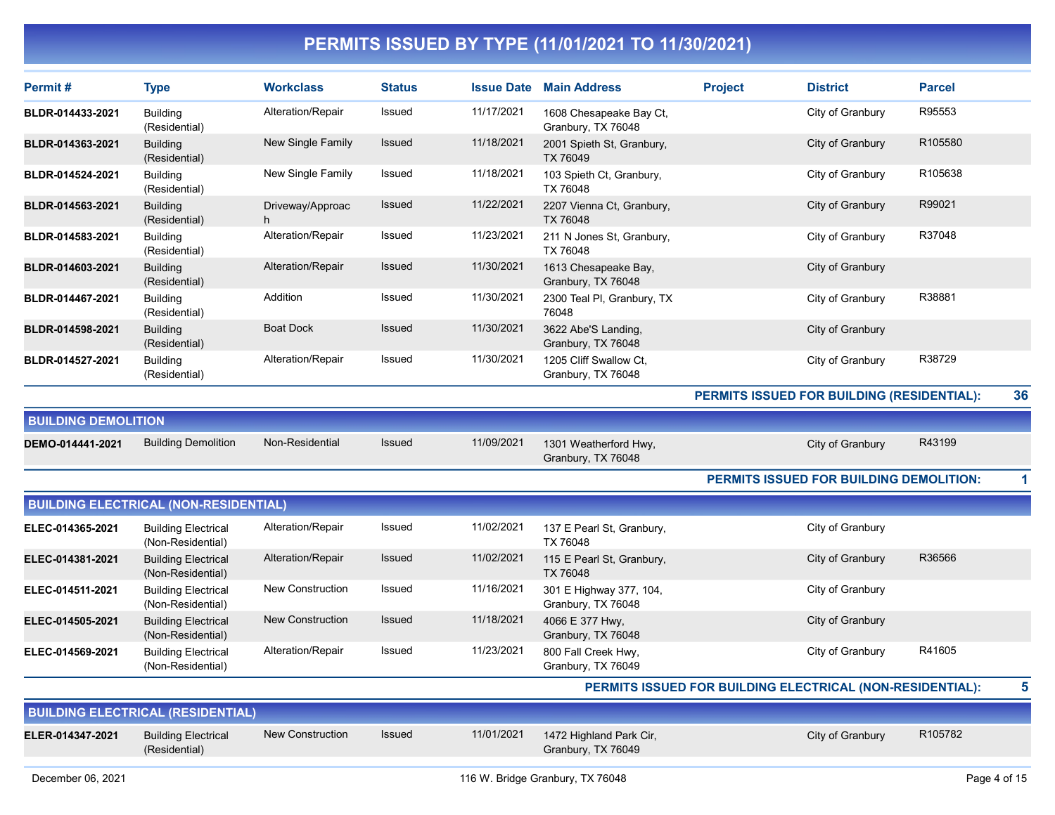# PERMITS ISSUED BY TYPE (11/01/2021 TO 11/30/2021)

| Permit # | Type | Workclass | Status | Issue Date | Main Address | Project | District | Parcel |
|---|---|---|---|---|---|---|---|---|
| BLDR-014433-2021 | Building (Residential) | Alteration/Repair | Issued | 11/17/2021 | 1608 Chesapeake Bay Ct, Granbury, TX 76048 | | City of Granbury | R95553 |
| BLDR-014363-2021 | Building (Residential) | New Single Family | Issued | 11/18/2021 | 2001 Spieth St, Granbury, TX 76049 | | City of Granbury | R105580 |
| BLDR-014524-2021 | Building (Residential) | New Single Family | Issued | 11/18/2021 | 103 Spieth Ct, Granbury, TX 76048 | | City of Granbury | R105638 |
| BLDR-014563-2021 | Building (Residential) | Driveway/Approach | Issued | 11/22/2021 | 2207 Vienna Ct, Granbury, TX 76048 | | City of Granbury | R99021 |
| BLDR-014583-2021 | Building (Residential) | Alteration/Repair | Issued | 11/23/2021 | 211 N Jones St, Granbury, TX 76048 | | City of Granbury | R37048 |
| BLDR-014603-2021 | Building (Residential) | Alteration/Repair | Issued | 11/30/2021 | 1613 Chesapeake Bay, Granbury, TX 76048 | | City of Granbury | |
| BLDR-014467-2021 | Building (Residential) | Addition | Issued | 11/30/2021 | 2300 Teal Pl, Granbury, TX 76048 | | City of Granbury | R38881 |
| BLDR-014598-2021 | Building (Residential) | Boat Dock | Issued | 11/30/2021 | 3622 Abe'S Landing, Granbury, TX 76048 | | City of Granbury | |
| BLDR-014527-2021 | Building (Residential) | Alteration/Repair | Issued | 11/30/2021 | 1205 Cliff Swallow Ct, Granbury, TX 76048 | | City of Granbury | R38729 |

**PERMITS ISSUED FOR BUILDING (RESIDENTIAL): 36**

## BUILDING DEMOLITION

| Permit # | Type | Workclass | Status | Issue Date | Main Address | Project | District | Parcel |
|---|---|---|---|---|---|---|---|---|
| DEMO-014441-2021 | Building Demolition | Non-Residential | Issued | 11/09/2021 | 1301 Weatherford Hwy, Granbury, TX 76048 | | City of Granbury | R43199 |

**PERMITS ISSUED FOR BUILDING DEMOLITION: 1**

## BUILDING ELECTRICAL (NON-RESIDENTIAL)

| Permit # | Type | Workclass | Status | Issue Date | Main Address | Project | District | Parcel |
|---|---|---|---|---|---|---|---|---|
| ELEC-014365-2021 | Building Electrical (Non-Residential) | Alteration/Repair | Issued | 11/02/2021 | 137 E Pearl St, Granbury, TX 76048 | | City of Granbury | |
| ELEC-014381-2021 | Building Electrical (Non-Residential) | Alteration/Repair | Issued | 11/02/2021 | 115 E Pearl St, Granbury, TX 76048 | | City of Granbury | R36566 |
| ELEC-014511-2021 | Building Electrical (Non-Residential) | New Construction | Issued | 11/16/2021 | 301 E Highway 377, 104, Granbury, TX 76048 | | City of Granbury | |
| ELEC-014505-2021 | Building Electrical (Non-Residential) | New Construction | Issued | 11/18/2021 | 4066 E 377 Hwy, Granbury, TX 76048 | | City of Granbury | |
| ELEC-014569-2021 | Building Electrical (Non-Residential) | Alteration/Repair | Issued | 11/23/2021 | 800 Fall Creek Hwy, Granbury, TX 76049 | | City of Granbury | R41605 |

**PERMITS ISSUED FOR BUILDING ELECTRICAL (NON-RESIDENTIAL): 5**

## BUILDING ELECTRICAL (RESIDENTIAL)

| Permit # | Type | Workclass | Status | Issue Date | Main Address | Project | District | Parcel |
|---|---|---|---|---|---|---|---|---|
| ELER-014347-2021 | Building Electrical (Residential) | New Construction | Issued | 11/01/2021 | 1472 Highland Park Cir, Granbury, TX 76049 | | City of Granbury | R105782 |

December 06, 2021 — 116 W. Bridge Granbury, TX 76048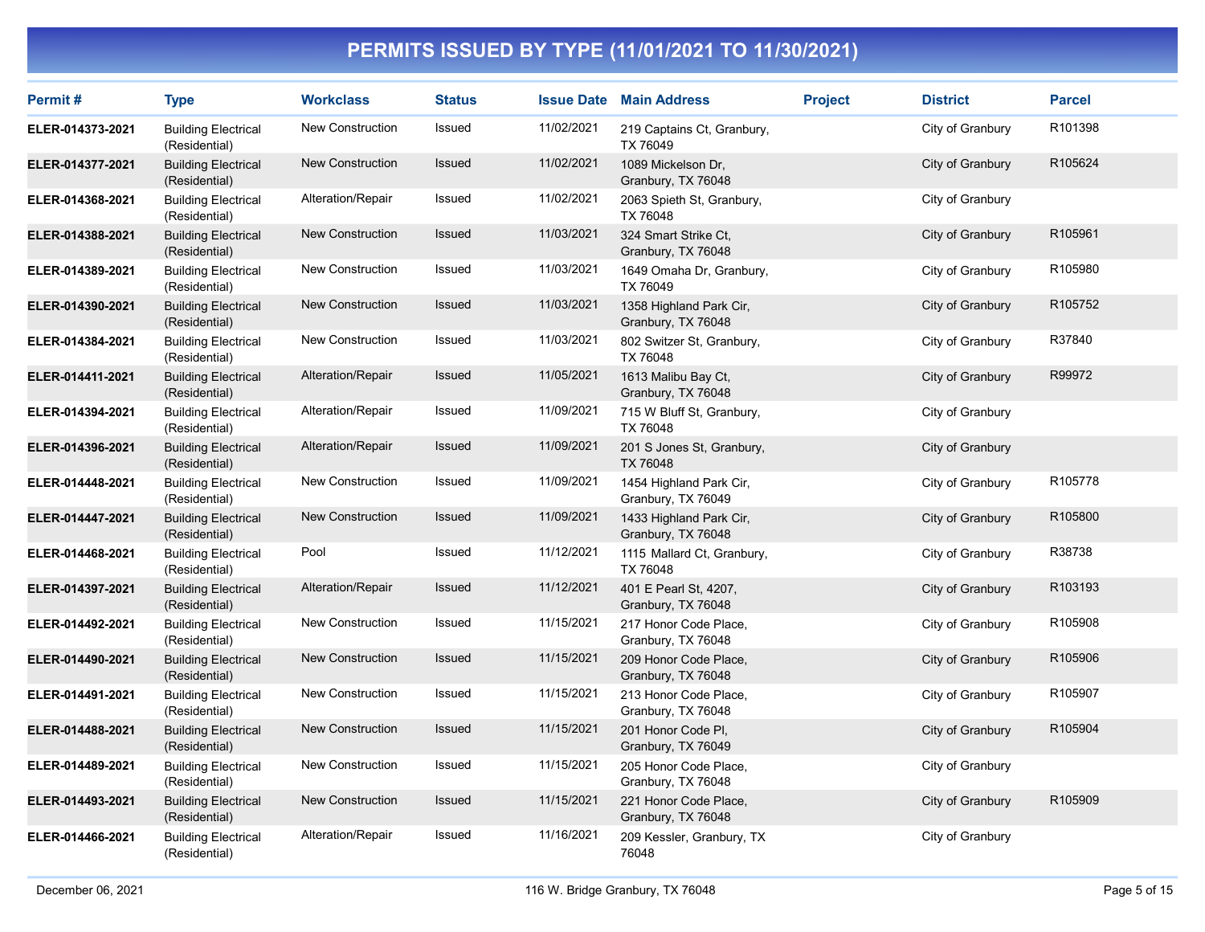# PERMITS ISSUED BY TYPE (11/01/2021 TO 11/30/2021)

| Permit # | Type | Workclass | Status | Issue Date | Main Address | Project | District | Parcel |
|---|---|---|---|---|---|---|---|---|
| ELER-014373-2021 | Building Electrical (Residential) | New Construction | Issued | 11/02/2021 | 219 Captains Ct, Granbury, TX 76049 | | City of Granbury | R101398 |
| ELER-014377-2021 | Building Electrical (Residential) | New Construction | Issued | 11/02/2021 | 1089 Mickelson Dr, Granbury, TX 76048 | | City of Granbury | R105624 |
| ELER-014368-2021 | Building Electrical (Residential) | Alteration/Repair | Issued | 11/02/2021 | 2063 Spieth St, Granbury, TX 76048 | | City of Granbury | |
| ELER-014388-2021 | Building Electrical (Residential) | New Construction | Issued | 11/03/2021 | 324 Smart Strike Ct, Granbury, TX 76048 | | City of Granbury | R105961 |
| ELER-014389-2021 | Building Electrical (Residential) | New Construction | Issued | 11/03/2021 | 1649 Omaha Dr, Granbury, TX 76049 | | City of Granbury | R105980 |
| ELER-014390-2021 | Building Electrical (Residential) | New Construction | Issued | 11/03/2021 | 1358 Highland Park Cir, Granbury, TX 76048 | | City of Granbury | R105752 |
| ELER-014384-2021 | Building Electrical (Residential) | New Construction | Issued | 11/03/2021 | 802 Switzer St, Granbury, TX 76048 | | City of Granbury | R37840 |
| ELER-014411-2021 | Building Electrical (Residential) | Alteration/Repair | Issued | 11/05/2021 | 1613 Malibu Bay Ct, Granbury, TX 76048 | | City of Granbury | R99972 |
| ELER-014394-2021 | Building Electrical (Residential) | Alteration/Repair | Issued | 11/09/2021 | 715 W Bluff St, Granbury, TX 76048 | | City of Granbury | |
| ELER-014396-2021 | Building Electrical (Residential) | Alteration/Repair | Issued | 11/09/2021 | 201 S Jones St, Granbury, TX 76048 | | City of Granbury | |
| ELER-014448-2021 | Building Electrical (Residential) | New Construction | Issued | 11/09/2021 | 1454 Highland Park Cir, Granbury, TX 76049 | | City of Granbury | R105778 |
| ELER-014447-2021 | Building Electrical (Residential) | New Construction | Issued | 11/09/2021 | 1433 Highland Park Cir, Granbury, TX 76048 | | City of Granbury | R105800 |
| ELER-014468-2021 | Building Electrical (Residential) | Pool | Issued | 11/12/2021 | 1115 Mallard Ct, Granbury, TX 76048 | | City of Granbury | R38738 |
| ELER-014397-2021 | Building Electrical (Residential) | Alteration/Repair | Issued | 11/12/2021 | 401 E Pearl St, 4207, Granbury, TX 76048 | | City of Granbury | R103193 |
| ELER-014492-2021 | Building Electrical (Residential) | New Construction | Issued | 11/15/2021 | 217 Honor Code Place, Granbury, TX 76048 | | City of Granbury | R105908 |
| ELER-014490-2021 | Building Electrical (Residential) | New Construction | Issued | 11/15/2021 | 209 Honor Code Place, Granbury, TX 76048 | | City of Granbury | R105906 |
| ELER-014491-2021 | Building Electrical (Residential) | New Construction | Issued | 11/15/2021 | 213 Honor Code Place, Granbury, TX 76048 | | City of Granbury | R105907 |
| ELER-014488-2021 | Building Electrical (Residential) | New Construction | Issued | 11/15/2021 | 201 Honor Code Pl, Granbury, TX 76049 | | City of Granbury | R105904 |
| ELER-014489-2021 | Building Electrical (Residential) | New Construction | Issued | 11/15/2021 | 205 Honor Code Place, Granbury, TX 76048 | | City of Granbury | |
| ELER-014493-2021 | Building Electrical (Residential) | New Construction | Issued | 11/15/2021 | 221 Honor Code Place, Granbury, TX 76048 | | City of Granbury | R105909 |
| ELER-014466-2021 | Building Electrical (Residential) | Alteration/Repair | Issued | 11/16/2021 | 209 Kessler, Granbury, TX 76048 | | City of Granbury | |

December 06, 2021 116 W. Bridge Granbury, TX 76048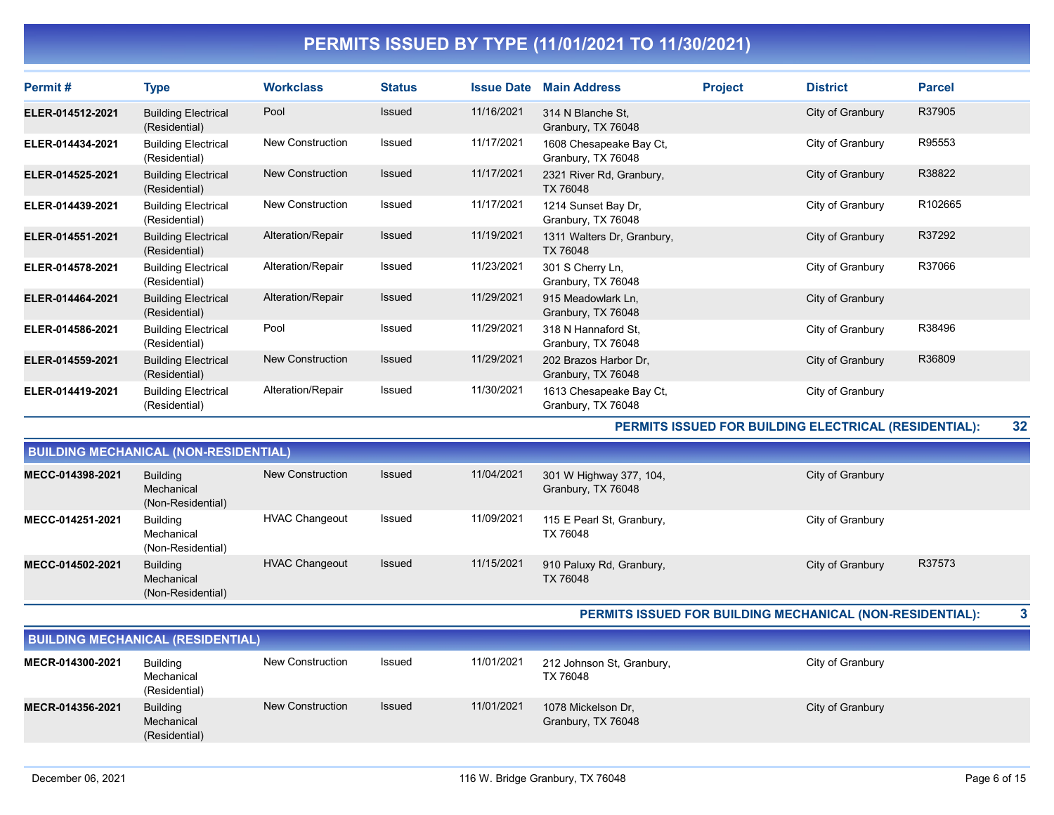# PERMITS ISSUED BY TYPE (11/01/2021 TO 11/30/2021)

| Permit # | Type | Workclass | Status | Issue Date | Main Address | Project | District | Parcel |
|---|---|---|---|---|---|---|---|---|
| ELER-014512-2021 | Building Electrical (Residential) | Pool | Issued | 11/16/2021 | 314 N Blanche St, Granbury, TX 76048 | | City of Granbury | R37905 |
| ELER-014434-2021 | Building Electrical (Residential) | New Construction | Issued | 11/17/2021 | 1608 Chesapeake Bay Ct, Granbury, TX 76048 | | City of Granbury | R95553 |
| ELER-014525-2021 | Building Electrical (Residential) | New Construction | Issued | 11/17/2021 | 2321 River Rd, Granbury, TX 76048 | | City of Granbury | R38822 |
| ELER-014439-2021 | Building Electrical (Residential) | New Construction | Issued | 11/17/2021 | 1214 Sunset Bay Dr, Granbury, TX 76048 | | City of Granbury | R102665 |
| ELER-014551-2021 | Building Electrical (Residential) | Alteration/Repair | Issued | 11/19/2021 | 1311 Walters Dr, Granbury, TX 76048 | | City of Granbury | R37292 |
| ELER-014578-2021 | Building Electrical (Residential) | Alteration/Repair | Issued | 11/23/2021 | 301 S Cherry Ln, Granbury, TX 76048 | | City of Granbury | R37066 |
| ELER-014464-2021 | Building Electrical (Residential) | Alteration/Repair | Issued | 11/29/2021 | 915 Meadowlark Ln, Granbury, TX 76048 | | City of Granbury | |
| ELER-014586-2021 | Building Electrical (Residential) | Pool | Issued | 11/29/2021 | 318 N Hannaford St, Granbury, TX 76048 | | City of Granbury | R38496 |
| ELER-014559-2021 | Building Electrical (Residential) | New Construction | Issued | 11/29/2021 | 202 Brazos Harbor Dr, Granbury, TX 76048 | | City of Granbury | R36809 |
| ELER-014419-2021 | Building Electrical (Residential) | Alteration/Repair | Issued | 11/30/2021 | 1613 Chesapeake Bay Ct, Granbury, TX 76048 | | City of Granbury | |

**PERMITS ISSUED FOR BUILDING ELECTRICAL (RESIDENTIAL): 32**

## BUILDING MECHANICAL (NON-RESIDENTIAL)

| Permit # | Type | Workclass | Status | Issue Date | Main Address | Project | District | Parcel |
|---|---|---|---|---|---|---|---|---|
| MECC-014398-2021 | Building Mechanical (Non-Residential) | New Construction | Issued | 11/04/2021 | 301 W Highway 377, 104, Granbury, TX 76048 | | City of Granbury | |
| MECC-014251-2021 | Building Mechanical (Non-Residential) | HVAC Changeout | Issued | 11/09/2021 | 115 E Pearl St, Granbury, TX 76048 | | City of Granbury | |
| MECC-014502-2021 | Building Mechanical (Non-Residential) | HVAC Changeout | Issued | 11/15/2021 | 910 Paluxy Rd, Granbury, TX 76048 | | City of Granbury | R37573 |

**PERMITS ISSUED FOR BUILDING MECHANICAL (NON-RESIDENTIAL): 3**

## BUILDING MECHANICAL (RESIDENTIAL)

| Permit # | Type | Workclass | Status | Issue Date | Main Address | Project | District | Parcel |
|---|---|---|---|---|---|---|---|---|
| MECR-014300-2021 | Building Mechanical (Residential) | New Construction | Issued | 11/01/2021 | 212 Johnson St, Granbury, TX 76048 | | City of Granbury | |
| MECR-014356-2021 | Building Mechanical (Residential) | New Construction | Issued | 11/01/2021 | 1078 Mickelson Dr, Granbury, TX 76048 | | City of Granbury | |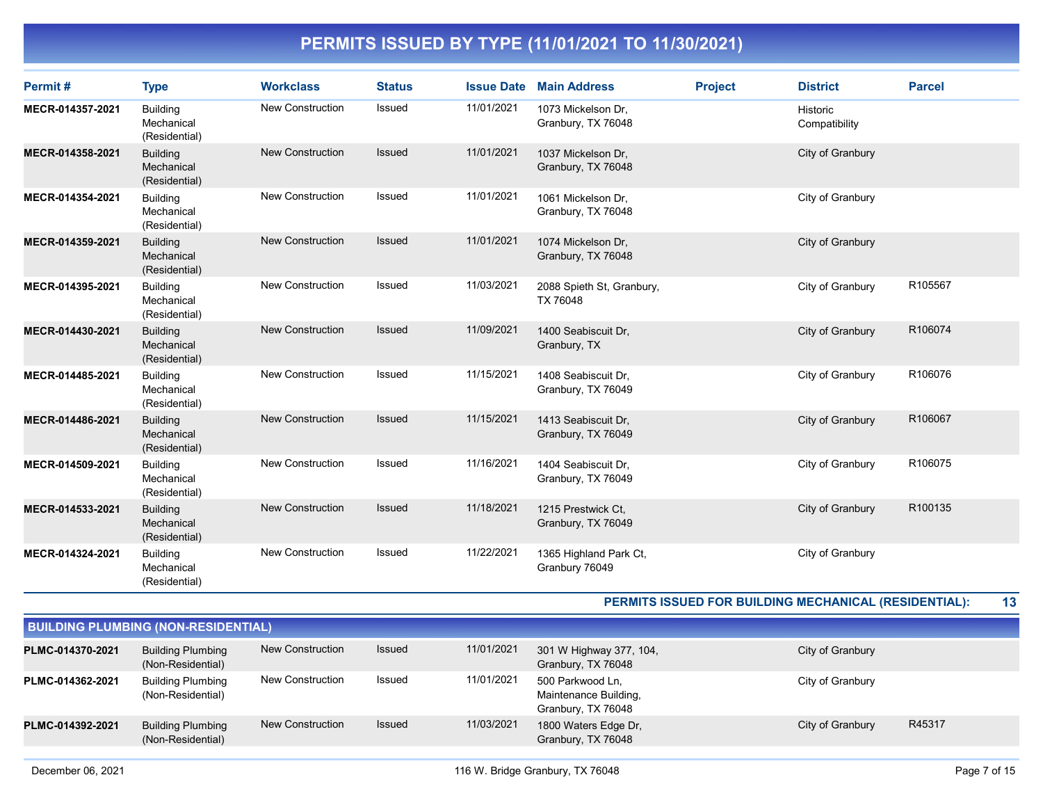# PERMITS ISSUED BY TYPE (11/01/2021 TO 11/30/2021)

| Permit # | Type | Workclass | Status | Issue Date | Main Address | Project | District | Parcel |
|---|---|---|---|---|---|---|---|---|
| **MECR-014357-2021** | Building Mechanical (Residential) | New Construction | Issued | 11/01/2021 | 1073 Mickelson Dr, Granbury, TX 76048 | | Historic Compatibility | |
| **MECR-014358-2021** | Building Mechanical (Residential) | New Construction | Issued | 11/01/2021 | 1037 Mickelson Dr, Granbury, TX 76048 | | City of Granbury | |
| **MECR-014354-2021** | Building Mechanical (Residential) | New Construction | Issued | 11/01/2021 | 1061 Mickelson Dr, Granbury, TX 76048 | | City of Granbury | |
| **MECR-014359-2021** | Building Mechanical (Residential) | New Construction | Issued | 11/01/2021 | 1074 Mickelson Dr, Granbury, TX 76048 | | City of Granbury | |
| **MECR-014395-2021** | Building Mechanical (Residential) | New Construction | Issued | 11/03/2021 | 2088 Spieth St, Granbury, TX 76048 | | City of Granbury | R105567 |
| **MECR-014430-2021** | Building Mechanical (Residential) | New Construction | Issued | 11/09/2021 | 1400 Seabiscuit Dr, Granbury, TX | | City of Granbury | R106074 |
| **MECR-014485-2021** | Building Mechanical (Residential) | New Construction | Issued | 11/15/2021 | 1408 Seabiscuit Dr, Granbury, TX 76049 | | City of Granbury | R106076 |
| **MECR-014486-2021** | Building Mechanical (Residential) | New Construction | Issued | 11/15/2021 | 1413 Seabiscuit Dr, Granbury, TX 76049 | | City of Granbury | R106067 |
| **MECR-014509-2021** | Building Mechanical (Residential) | New Construction | Issued | 11/16/2021 | 1404 Seabiscuit Dr, Granbury, TX 76049 | | City of Granbury | R106075 |
| **MECR-014533-2021** | Building Mechanical (Residential) | New Construction | Issued | 11/18/2021 | 1215 Prestwick Ct, Granbury, TX 76049 | | City of Granbury | R100135 |
| **MECR-014324-2021** | Building Mechanical (Residential) | New Construction | Issued | 11/22/2021 | 1365 Highland Park Ct, Granbury 76049 | | City of Granbury | |

**PERMITS ISSUED FOR BUILDING MECHANICAL (RESIDENTIAL): 13**

## BUILDING PLUMBING (NON-RESIDENTIAL)

| Permit # | Type | Workclass | Status | Issue Date | Main Address | Project | District | Parcel |
|---|---|---|---|---|---|---|---|---|
| **PLMC-014370-2021** | Building Plumbing (Non-Residential) | New Construction | Issued | 11/01/2021 | 301 W Highway 377, 104, Granbury, TX 76048 | | City of Granbury | |
| **PLMC-014362-2021** | Building Plumbing (Non-Residential) | New Construction | Issued | 11/01/2021 | 500 Parkwood Ln, Maintenance Building, Granbury, TX 76048 | | City of Granbury | |
| **PLMC-014392-2021** | Building Plumbing (Non-Residential) | New Construction | Issued | 11/03/2021 | 1800 Waters Edge Dr, Granbury, TX 76048 | | City of Granbury | R45317 |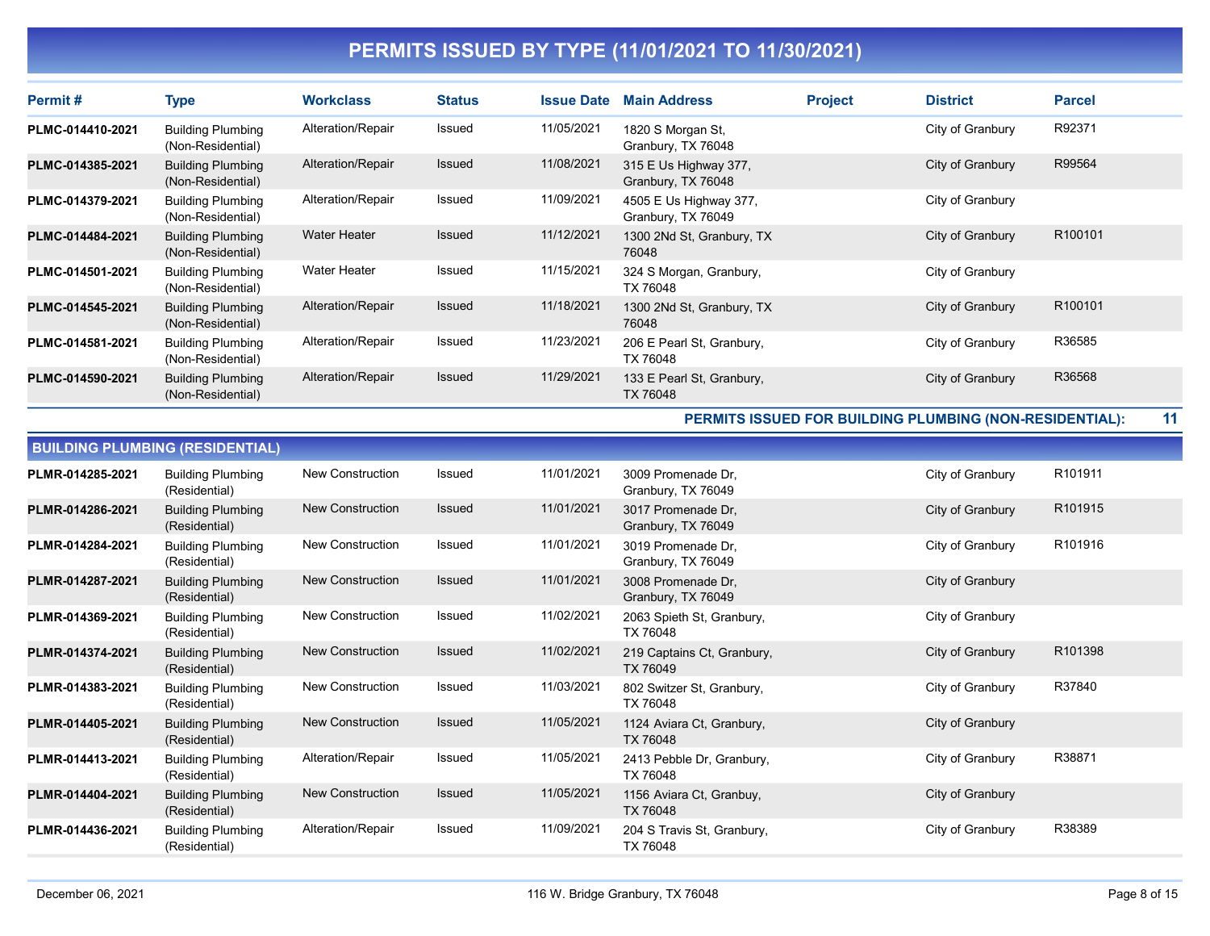# PERMITS ISSUED BY TYPE (11/01/2021 TO 11/30/2021)

| Permit # | Type | Workclass | Status | Issue Date | Main Address | Project | District | Parcel |
|---|---|---|---|---|---|---|---|---|
| PLMC-014410-2021 | Building Plumbing (Non-Residential) | Alteration/Repair | Issued | 11/05/2021 | 1820 S Morgan St, Granbury, TX 76048 | | City of Granbury | R92371 |
| PLMC-014385-2021 | Building Plumbing (Non-Residential) | Alteration/Repair | Issued | 11/08/2021 | 315 E Us Highway 377, Granbury, TX 76048 | | City of Granbury | R99564 |
| PLMC-014379-2021 | Building Plumbing (Non-Residential) | Alteration/Repair | Issued | 11/09/2021 | 4505 E Us Highway 377, Granbury, TX 76049 | | City of Granbury | |
| PLMC-014484-2021 | Building Plumbing (Non-Residential) | Water Heater | Issued | 11/12/2021 | 1300 2Nd St, Granbury, TX 76048 | | City of Granbury | R100101 |
| PLMC-014501-2021 | Building Plumbing (Non-Residential) | Water Heater | Issued | 11/15/2021 | 324 S Morgan, Granbury, TX 76048 | | City of Granbury | |
| PLMC-014545-2021 | Building Plumbing (Non-Residential) | Alteration/Repair | Issued | 11/18/2021 | 1300 2Nd St, Granbury, TX 76048 | | City of Granbury | R100101 |
| PLMC-014581-2021 | Building Plumbing (Non-Residential) | Alteration/Repair | Issued | 11/23/2021 | 206 E Pearl St, Granbury, TX 76048 | | City of Granbury | R36585 |
| PLMC-014590-2021 | Building Plumbing (Non-Residential) | Alteration/Repair | Issued | 11/29/2021 | 133 E Pearl St, Granbury, TX 76048 | | City of Granbury | R36568 |

**PERMITS ISSUED FOR BUILDING PLUMBING (NON-RESIDENTIAL): 11**

## BUILDING PLUMBING (RESIDENTIAL)

| Permit # | Type | Workclass | Status | Issue Date | Main Address | Project | District | Parcel |
|---|---|---|---|---|---|---|---|---|
| PLMR-014285-2021 | Building Plumbing (Residential) | New Construction | Issued | 11/01/2021 | 3009 Promenade Dr, Granbury, TX 76049 | | City of Granbury | R101911 |
| PLMR-014286-2021 | Building Plumbing (Residential) | New Construction | Issued | 11/01/2021 | 3017 Promenade Dr, Granbury, TX 76049 | | City of Granbury | R101915 |
| PLMR-014284-2021 | Building Plumbing (Residential) | New Construction | Issued | 11/01/2021 | 3019 Promenade Dr, Granbury, TX 76049 | | City of Granbury | R101916 |
| PLMR-014287-2021 | Building Plumbing (Residential) | New Construction | Issued | 11/01/2021 | 3008 Promenade Dr, Granbury, TX 76049 | | City of Granbury | |
| PLMR-014369-2021 | Building Plumbing (Residential) | New Construction | Issued | 11/02/2021 | 2063 Spieth St, Granbury, TX 76048 | | City of Granbury | |
| PLMR-014374-2021 | Building Plumbing (Residential) | New Construction | Issued | 11/02/2021 | 219 Captains Ct, Granbury, TX 76049 | | City of Granbury | R101398 |
| PLMR-014383-2021 | Building Plumbing (Residential) | New Construction | Issued | 11/03/2021 | 802 Switzer St, Granbury, TX 76048 | | City of Granbury | R37840 |
| PLMR-014405-2021 | Building Plumbing (Residential) | New Construction | Issued | 11/05/2021 | 1124 Aviara Ct, Granbury, TX 76048 | | City of Granbury | |
| PLMR-014413-2021 | Building Plumbing (Residential) | Alteration/Repair | Issued | 11/05/2021 | 2413 Pebble Dr, Granbury, TX 76048 | | City of Granbury | R38871 |
| PLMR-014404-2021 | Building Plumbing (Residential) | New Construction | Issued | 11/05/2021 | 1156 Aviara Ct, Granbuy, TX 76048 | | City of Granbury | |
| PLMR-014436-2021 | Building Plumbing (Residential) | Alteration/Repair | Issued | 11/09/2021 | 204 S Travis St, Granbury, TX 76048 | | City of Granbury | R38389 |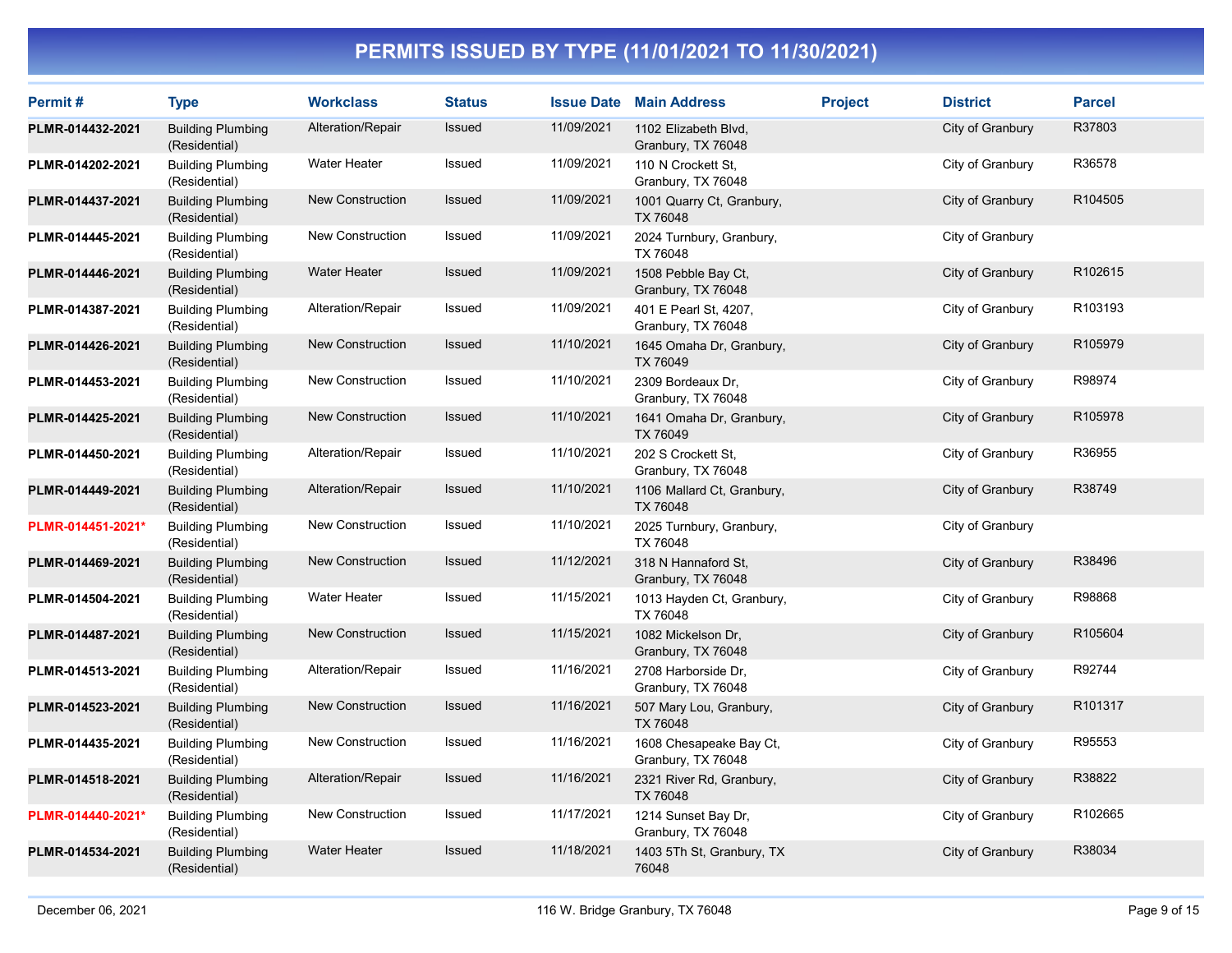# PERMITS ISSUED BY TYPE (11/01/2021 TO 11/30/2021)

| Permit # | Type | Workclass | Status | Issue Date | Main Address | Project | District | Parcel |
|---|---|---|---|---|---|---|---|---|
| PLMR-014432-2021 | Building Plumbing (Residential) | Alteration/Repair | Issued | 11/09/2021 | 1102 Elizabeth Blvd, Granbury, TX 76048 | | City of Granbury | R37803 |
| PLMR-014202-2021 | Building Plumbing (Residential) | Water Heater | Issued | 11/09/2021 | 110 N Crockett St, Granbury, TX 76048 | | City of Granbury | R36578 |
| PLMR-014437-2021 | Building Plumbing (Residential) | New Construction | Issued | 11/09/2021 | 1001 Quarry Ct, Granbury, TX 76048 | | City of Granbury | R104505 |
| PLMR-014445-2021 | Building Plumbing (Residential) | New Construction | Issued | 11/09/2021 | 2024 Turnbury, Granbury, TX 76048 | | City of Granbury | |
| PLMR-014446-2021 | Building Plumbing (Residential) | Water Heater | Issued | 11/09/2021 | 1508 Pebble Bay Ct, Granbury, TX 76048 | | City of Granbury | R102615 |
| PLMR-014387-2021 | Building Plumbing (Residential) | Alteration/Repair | Issued | 11/09/2021 | 401 E Pearl St, 4207, Granbury, TX 76048 | | City of Granbury | R103193 |
| PLMR-014426-2021 | Building Plumbing (Residential) | New Construction | Issued | 11/10/2021 | 1645 Omaha Dr, Granbury, TX 76049 | | City of Granbury | R105979 |
| PLMR-014453-2021 | Building Plumbing (Residential) | New Construction | Issued | 11/10/2021 | 2309 Bordeaux Dr, Granbury, TX 76048 | | City of Granbury | R98974 |
| PLMR-014425-2021 | Building Plumbing (Residential) | New Construction | Issued | 11/10/2021 | 1641 Omaha Dr, Granbury, TX 76049 | | City of Granbury | R105978 |
| PLMR-014450-2021 | Building Plumbing (Residential) | Alteration/Repair | Issued | 11/10/2021 | 202 S Crockett St, Granbury, TX 76048 | | City of Granbury | R36955 |
| PLMR-014449-2021 | Building Plumbing (Residential) | Alteration/Repair | Issued | 11/10/2021 | 1106 Mallard Ct, Granbury, TX 76048 | | City of Granbury | R38749 |
| PLMR-014451-2021* | Building Plumbing (Residential) | New Construction | Issued | 11/10/2021 | 2025 Turnbury, Granbury, TX 76048 | | City of Granbury | |
| PLMR-014469-2021 | Building Plumbing (Residential) | New Construction | Issued | 11/12/2021 | 318 N Hannaford St, Granbury, TX 76048 | | City of Granbury | R38496 |
| PLMR-014504-2021 | Building Plumbing (Residential) | Water Heater | Issued | 11/15/2021 | 1013 Hayden Ct, Granbury, TX 76048 | | City of Granbury | R98868 |
| PLMR-014487-2021 | Building Plumbing (Residential) | New Construction | Issued | 11/15/2021 | 1082 Mickelson Dr, Granbury, TX 76048 | | City of Granbury | R105604 |
| PLMR-014513-2021 | Building Plumbing (Residential) | Alteration/Repair | Issued | 11/16/2021 | 2708 Harborside Dr, Granbury, TX 76048 | | City of Granbury | R92744 |
| PLMR-014523-2021 | Building Plumbing (Residential) | New Construction | Issued | 11/16/2021 | 507 Mary Lou, Granbury, TX 76048 | | City of Granbury | R101317 |
| PLMR-014435-2021 | Building Plumbing (Residential) | New Construction | Issued | 11/16/2021 | 1608 Chesapeake Bay Ct, Granbury, TX 76048 | | City of Granbury | R95553 |
| PLMR-014518-2021 | Building Plumbing (Residential) | Alteration/Repair | Issued | 11/16/2021 | 2321 River Rd, Granbury, TX 76048 | | City of Granbury | R38822 |
| PLMR-014440-2021* | Building Plumbing (Residential) | New Construction | Issued | 11/17/2021 | 1214 Sunset Bay Dr, Granbury, TX 76048 | | City of Granbury | R102665 |
| PLMR-014534-2021 | Building Plumbing (Residential) | Water Heater | Issued | 11/18/2021 | 1403 5Th St, Granbury, TX 76048 | | City of Granbury | R38034 |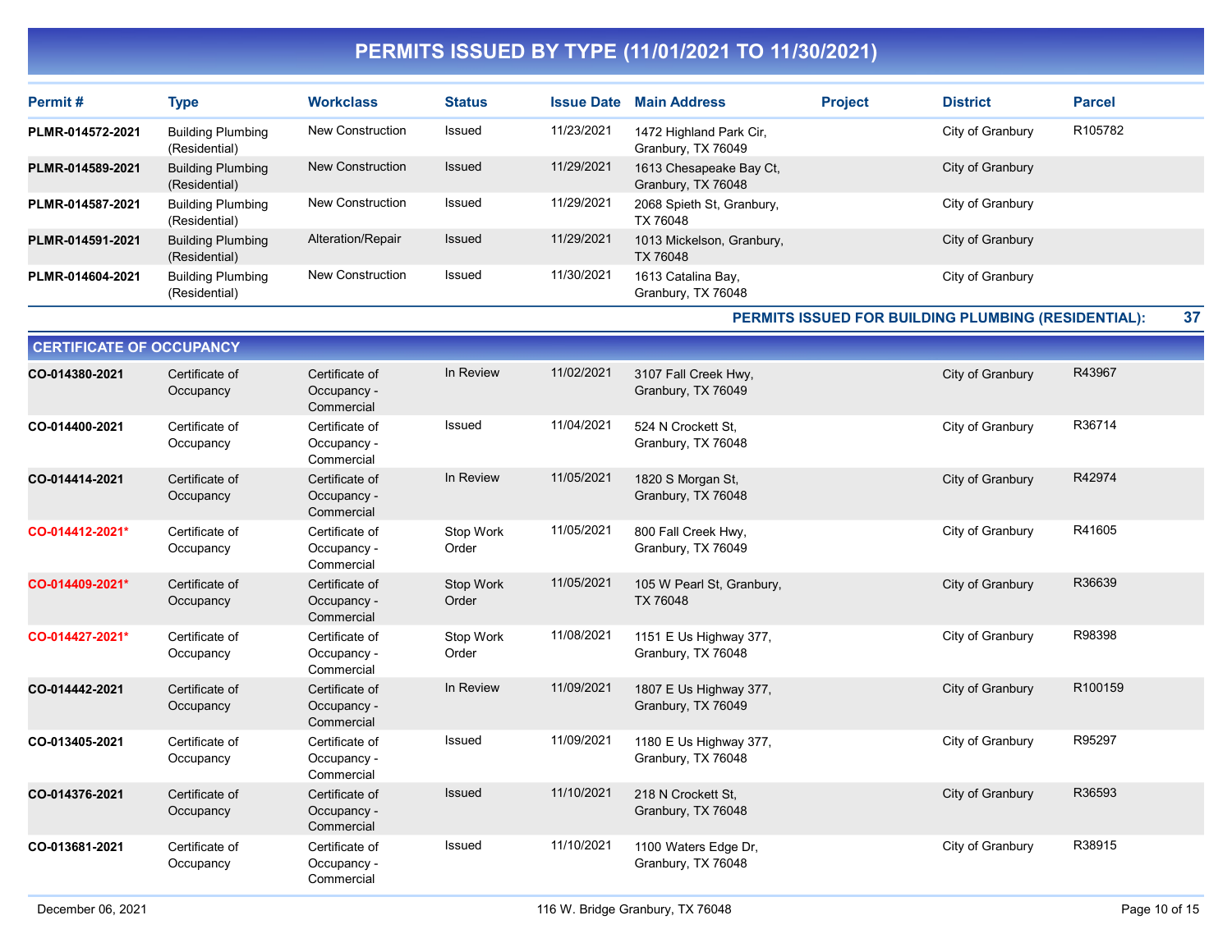# PERMITS ISSUED BY TYPE (11/01/2021 TO 11/30/2021)

| Permit # | Type | Workclass | Status | Issue Date | Main Address | Project | District | Parcel |
|---|---|---|---|---|---|---|---|---|
| **PLMR-014572-2021** | Building Plumbing (Residential) | New Construction | Issued | 11/23/2021 | 1472 Highland Park Cir, Granbury, TX 76049 | | City of Granbury | R105782 |
| **PLMR-014589-2021** | Building Plumbing (Residential) | New Construction | Issued | 11/29/2021 | 1613 Chesapeake Bay Ct, Granbury, TX 76048 | | City of Granbury | |
| **PLMR-014587-2021** | Building Plumbing (Residential) | New Construction | Issued | 11/29/2021 | 2068 Spieth St, Granbury, TX 76048 | | City of Granbury | |
| **PLMR-014591-2021** | Building Plumbing (Residential) | Alteration/Repair | Issued | 11/29/2021 | 1013 Mickelson, Granbury, TX 76048 | | City of Granbury | |
| **PLMR-014604-2021** | Building Plumbing (Residential) | New Construction | Issued | 11/30/2021 | 1613 Catalina Bay, Granbury, TX 76048 | | City of Granbury | |

**PERMITS ISSUED FOR BUILDING PLUMBING (RESIDENTIAL): 37**

## CERTIFICATE OF OCCUPANCY

| Permit # | Type | Workclass | Status | Issue Date | Main Address | Project | District | Parcel |
|---|---|---|---|---|---|---|---|---|
| **CO-014380-2021** | Certificate of Occupancy | Certificate of Occupancy - Commercial | In Review | 11/02/2021 | 3107 Fall Creek Hwy, Granbury, TX 76049 | | City of Granbury | R43967 |
| **CO-014400-2021** | Certificate of Occupancy | Certificate of Occupancy - Commercial | Issued | 11/04/2021 | 524 N Crockett St, Granbury, TX 76048 | | City of Granbury | R36714 |
| **CO-014414-2021** | Certificate of Occupancy | Certificate of Occupancy - Commercial | In Review | 11/05/2021 | 1820 S Morgan St, Granbury, TX 76048 | | City of Granbury | R42974 |
| **CO-014412-2021*** | Certificate of Occupancy | Certificate of Occupancy - Commercial | Stop Work Order | 11/05/2021 | 800 Fall Creek Hwy, Granbury, TX 76049 | | City of Granbury | R41605 |
| **CO-014409-2021*** | Certificate of Occupancy | Certificate of Occupancy - Commercial | Stop Work Order | 11/05/2021 | 105 W Pearl St, Granbury, TX 76048 | | City of Granbury | R36639 |
| **CO-014427-2021*** | Certificate of Occupancy | Certificate of Occupancy - Commercial | Stop Work Order | 11/08/2021 | 1151 E Us Highway 377, Granbury, TX 76048 | | City of Granbury | R98398 |
| **CO-014442-2021** | Certificate of Occupancy | Certificate of Occupancy - Commercial | In Review | 11/09/2021 | 1807 E Us Highway 377, Granbury, TX 76049 | | City of Granbury | R100159 |
| **CO-013405-2021** | Certificate of Occupancy | Certificate of Occupancy - Commercial | Issued | 11/09/2021 | 1180 E Us Highway 377, Granbury, TX 76048 | | City of Granbury | R95297 |
| **CO-014376-2021** | Certificate of Occupancy | Certificate of Occupancy - Commercial | Issued | 11/10/2021 | 218 N Crockett St, Granbury, TX 76048 | | City of Granbury | R36593 |
| **CO-013681-2021** | Certificate of Occupancy | Certificate of Occupancy - Commercial | Issued | 11/10/2021 | 1100 Waters Edge Dr, Granbury, TX 76048 | | City of Granbury | R38915 |

December 06, 2021 — 116 W. Bridge Granbury, TX 76048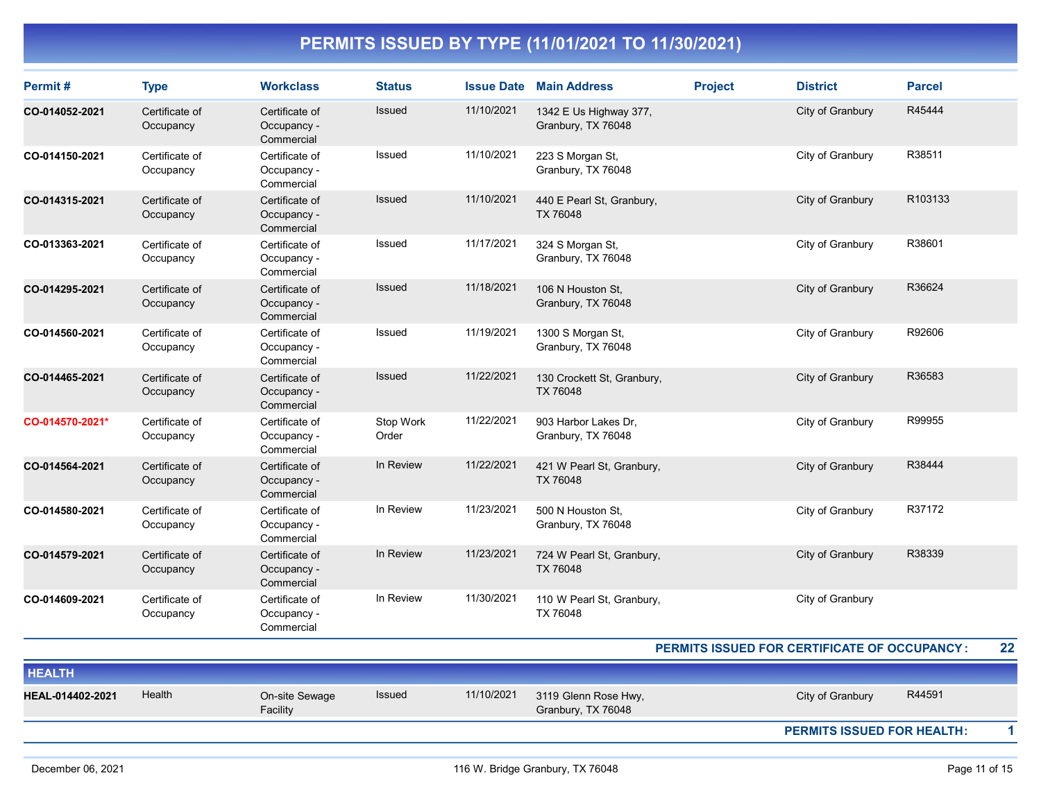# PERMITS ISSUED BY TYPE (11/01/2021 TO 11/30/2021)

| Permit # | Type | Workclass | Status | Issue Date | Main Address | Project | District | Parcel |
|---|---|---|---|---|---|---|---|---|
| CO-014052-2021 | Certificate of Occupancy | Certificate of Occupancy - Commercial | Issued | 11/10/2021 | 1342 E Us Highway 377, Granbury, TX 76048 | | City of Granbury | R45444 |
| CO-014150-2021 | Certificate of Occupancy | Certificate of Occupancy - Commercial | Issued | 11/10/2021 | 223 S Morgan St, Granbury, TX 76048 | | City of Granbury | R38511 |
| CO-014315-2021 | Certificate of Occupancy | Certificate of Occupancy - Commercial | Issued | 11/10/2021 | 440 E Pearl St, Granbury, TX 76048 | | City of Granbury | R103133 |
| CO-013363-2021 | Certificate of Occupancy | Certificate of Occupancy - Commercial | Issued | 11/17/2021 | 324 S Morgan St, Granbury, TX 76048 | | City of Granbury | R38601 |
| CO-014295-2021 | Certificate of Occupancy | Certificate of Occupancy - Commercial | Issued | 11/18/2021 | 106 N Houston St, Granbury, TX 76048 | | City of Granbury | R36624 |
| CO-014560-2021 | Certificate of Occupancy | Certificate of Occupancy - Commercial | Issued | 11/19/2021 | 1300 S Morgan St, Granbury, TX 76048 | | City of Granbury | R92606 |
| CO-014465-2021 | Certificate of Occupancy | Certificate of Occupancy - Commercial | Issued | 11/22/2021 | 130 Crockett St, Granbury, TX 76048 | | City of Granbury | R36583 |
| CO-014570-2021* | Certificate of Occupancy | Certificate of Occupancy - Commercial | Stop Work Order | 11/22/2021 | 903 Harbor Lakes Dr, Granbury, TX 76048 | | City of Granbury | R99955 |
| CO-014564-2021 | Certificate of Occupancy | Certificate of Occupancy - Commercial | In Review | 11/22/2021 | 421 W Pearl St, Granbury, TX 76048 | | City of Granbury | R38444 |
| CO-014580-2021 | Certificate of Occupancy | Certificate of Occupancy - Commercial | In Review | 11/23/2021 | 500 N Houston St, Granbury, TX 76048 | | City of Granbury | R37172 |
| CO-014579-2021 | Certificate of Occupancy | Certificate of Occupancy - Commercial | In Review | 11/23/2021 | 724 W Pearl St, Granbury, TX 76048 | | City of Granbury | R38339 |
| CO-014609-2021 | Certificate of Occupancy | Certificate of Occupancy - Commercial | In Review | 11/30/2021 | 110 W Pearl St, Granbury, TX 76048 | | City of Granbury | |

**PERMITS ISSUED FOR CERTIFICATE OF OCCUPANCY: 22**

## HEALTH

| Permit # | Type | Workclass | Status | Issue Date | Main Address | Project | District | Parcel |
|---|---|---|---|---|---|---|---|---|
| HEAL-014402-2021 | Health | On-site Sewage Facility | Issued | 11/10/2021 | 3119 Glenn Rose Hwy, Granbury, TX 76048 | | City of Granbury | R44591 |

**PERMITS ISSUED FOR HEALTH: 1**

December 06, 2021 — 116 W. Bridge Granbury, TX 76048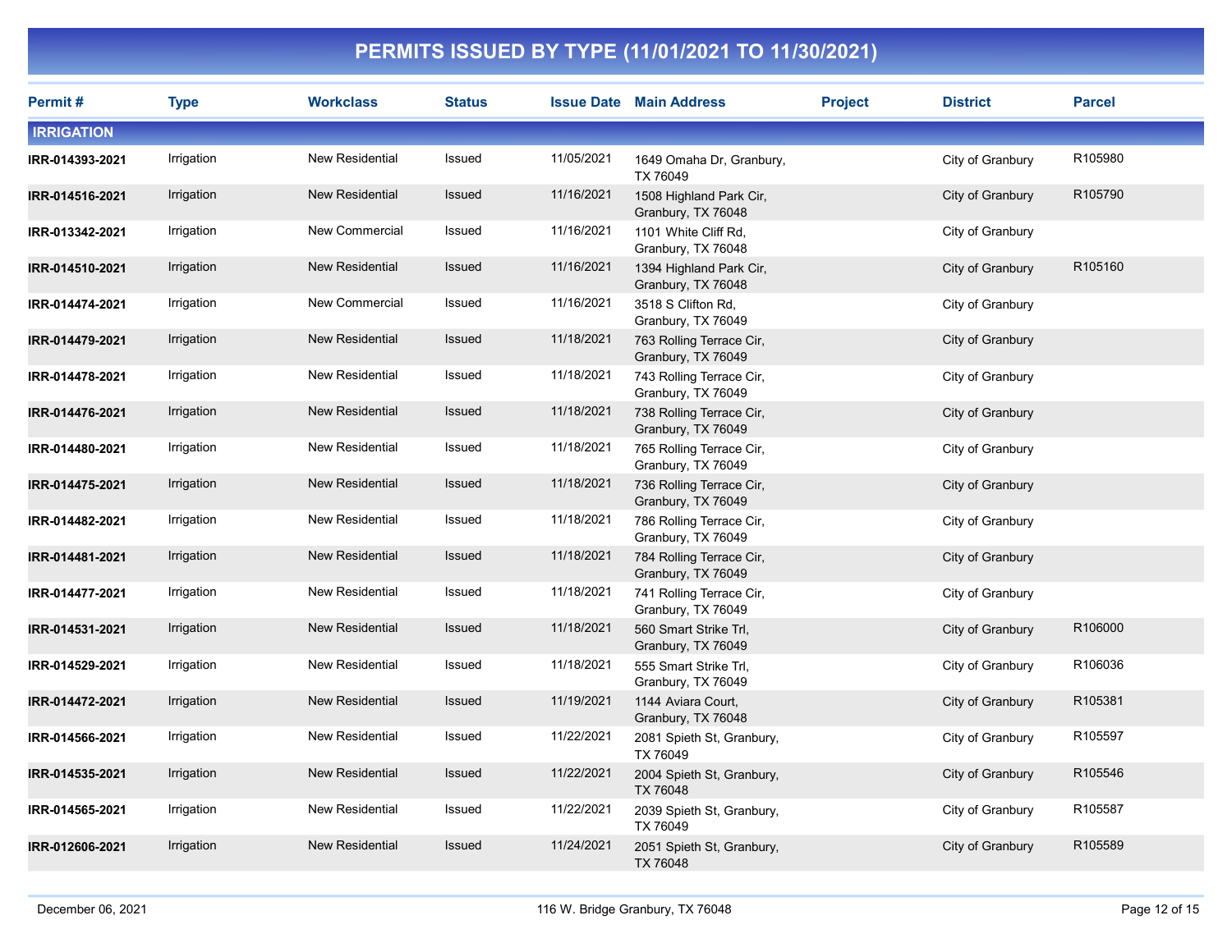# PERMITS ISSUED BY TYPE (11/01/2021 TO 11/30/2021)

| Permit # | Type | Workclass | Status | Issue Date | Main Address | Project | District | Parcel |
|---|---|---|---|---|---|---|---|---|
| **IRRIGATION** | | | | | | | | |
| **IRR-014393-2021** | Irrigation | New Residential | Issued | 11/05/2021 | 1649 Omaha Dr, Granbury, TX 76049 | | City of Granbury | R105980 |
| **IRR-014516-2021** | Irrigation | New Residential | Issued | 11/16/2021 | 1508 Highland Park Cir, Granbury, TX 76048 | | City of Granbury | R105790 |
| **IRR-013342-2021** | Irrigation | New Commercial | Issued | 11/16/2021 | 1101 White Cliff Rd, Granbury, TX 76048 | | City of Granbury | |
| **IRR-014510-2021** | Irrigation | New Residential | Issued | 11/16/2021 | 1394 Highland Park Cir, Granbury, TX 76048 | | City of Granbury | R105160 |
| **IRR-014474-2021** | Irrigation | New Commercial | Issued | 11/16/2021 | 3518 S Clifton Rd, Granbury, TX 76049 | | City of Granbury | |
| **IRR-014479-2021** | Irrigation | New Residential | Issued | 11/18/2021 | 763 Rolling Terrace Cir, Granbury, TX 76049 | | City of Granbury | |
| **IRR-014478-2021** | Irrigation | New Residential | Issued | 11/18/2021 | 743 Rolling Terrace Cir, Granbury, TX 76049 | | City of Granbury | |
| **IRR-014476-2021** | Irrigation | New Residential | Issued | 11/18/2021 | 738 Rolling Terrace Cir, Granbury, TX 76049 | | City of Granbury | |
| **IRR-014480-2021** | Irrigation | New Residential | Issued | 11/18/2021 | 765 Rolling Terrace Cir, Granbury, TX 76049 | | City of Granbury | |
| **IRR-014475-2021** | Irrigation | New Residential | Issued | 11/18/2021 | 736 Rolling Terrace Cir, Granbury, TX 76049 | | City of Granbury | |
| **IRR-014482-2021** | Irrigation | New Residential | Issued | 11/18/2021 | 786 Rolling Terrace Cir, Granbury, TX 76049 | | City of Granbury | |
| **IRR-014481-2021** | Irrigation | New Residential | Issued | 11/18/2021 | 784 Rolling Terrace Cir, Granbury, TX 76049 | | City of Granbury | |
| **IRR-014477-2021** | Irrigation | New Residential | Issued | 11/18/2021 | 741 Rolling Terrace Cir, Granbury, TX 76049 | | City of Granbury | |
| **IRR-014531-2021** | Irrigation | New Residential | Issued | 11/18/2021 | 560 Smart Strike Trl, Granbury, TX 76049 | | City of Granbury | R106000 |
| **IRR-014529-2021** | Irrigation | New Residential | Issued | 11/18/2021 | 555 Smart Strike Trl, Granbury, TX 76049 | | City of Granbury | R106036 |
| **IRR-014472-2021** | Irrigation | New Residential | Issued | 11/19/2021 | 1144 Aviara Court, Granbury, TX 76048 | | City of Granbury | R105381 |
| **IRR-014566-2021** | Irrigation | New Residential | Issued | 11/22/2021 | 2081 Spieth St, Granbury, TX 76049 | | City of Granbury | R105597 |
| **IRR-014535-2021** | Irrigation | New Residential | Issued | 11/22/2021 | 2004 Spieth St, Granbury, TX 76048 | | City of Granbury | R105546 |
| **IRR-014565-2021** | Irrigation | New Residential | Issued | 11/22/2021 | 2039 Spieth St, Granbury, TX 76049 | | City of Granbury | R105587 |
| **IRR-012606-2021** | Irrigation | New Residential | Issued | 11/24/2021 | 2051 Spieth St, Granbury, TX 76048 | | City of Granbury | R105589 |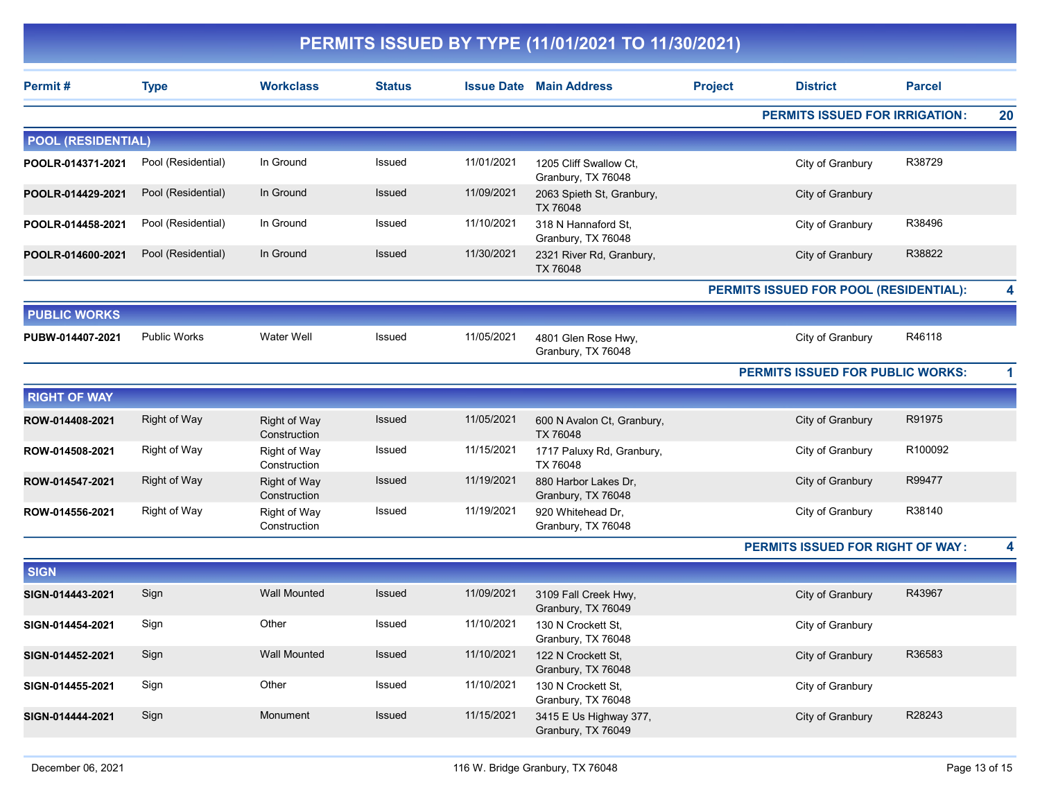# PERMITS ISSUED BY TYPE (11/01/2021 TO 11/30/2021)

| Permit # | Type | Workclass | Status | Issue Date | Main Address | Project | District | Parcel |
|---|---|---|---|---|---|---|---|---|
| | | | | | | | **PERMITS ISSUED FOR IRRIGATION:** | **20** |
| **POOL (RESIDENTIAL)** | | | | | | | | |
| **POOLR-014371-2021** | Pool (Residential) | In Ground | Issued | 11/01/2021 | 1205 Cliff Swallow Ct, Granbury, TX 76048 | | City of Granbury | R38729 |
| **POOLR-014429-2021** | Pool (Residential) | In Ground | Issued | 11/09/2021 | 2063 Spieth St, Granbury, TX 76048 | | City of Granbury | |
| **POOLR-014458-2021** | Pool (Residential) | In Ground | Issued | 11/10/2021 | 318 N Hannaford St, Granbury, TX 76048 | | City of Granbury | R38496 |
| **POOLR-014600-2021** | Pool (Residential) | In Ground | Issued | 11/30/2021 | 2321 River Rd, Granbury, TX 76048 | | City of Granbury | R38822 |
| | | | | | | | **PERMITS ISSUED FOR POOL (RESIDENTIAL):** | **4** |
| **PUBLIC WORKS** | | | | | | | | |
| **PUBW-014407-2021** | Public Works | Water Well | Issued | 11/05/2021 | 4801 Glen Rose Hwy, Granbury, TX 76048 | | City of Granbury | R46118 |
| | | | | | | | **PERMITS ISSUED FOR PUBLIC WORKS:** | **1** |
| **RIGHT OF WAY** | | | | | | | | |
| **ROW-014408-2021** | Right of Way | Right of Way Construction | Issued | 11/05/2021 | 600 N Avalon Ct, Granbury, TX 76048 | | City of Granbury | R91975 |
| **ROW-014508-2021** | Right of Way | Right of Way Construction | Issued | 11/15/2021 | 1717 Paluxy Rd, Granbury, TX 76048 | | City of Granbury | R100092 |
| **ROW-014547-2021** | Right of Way | Right of Way Construction | Issued | 11/19/2021 | 880 Harbor Lakes Dr, Granbury, TX 76048 | | City of Granbury | R99477 |
| **ROW-014556-2021** | Right of Way | Right of Way Construction | Issued | 11/19/2021 | 920 Whitehead Dr, Granbury, TX 76048 | | City of Granbury | R38140 |
| | | | | | | | **PERMITS ISSUED FOR RIGHT OF WAY:** | **4** |
| **SIGN** | | | | | | | | |
| **SIGN-014443-2021** | Sign | Wall Mounted | Issued | 11/09/2021 | 3109 Fall Creek Hwy, Granbury, TX 76049 | | City of Granbury | R43967 |
| **SIGN-014454-2021** | Sign | Other | Issued | 11/10/2021 | 130 N Crockett St, Granbury, TX 76048 | | City of Granbury | |
| **SIGN-014452-2021** | Sign | Wall Mounted | Issued | 11/10/2021 | 122 N Crockett St, Granbury, TX 76048 | | City of Granbury | R36583 |
| **SIGN-014455-2021** | Sign | Other | Issued | 11/10/2021 | 130 N Crockett St, Granbury, TX 76048 | | City of Granbury | |
| **SIGN-014444-2021** | Sign | Monument | Issued | 11/15/2021 | 3415 E Us Highway 377, Granbury, TX 76049 | | City of Granbury | R28243 |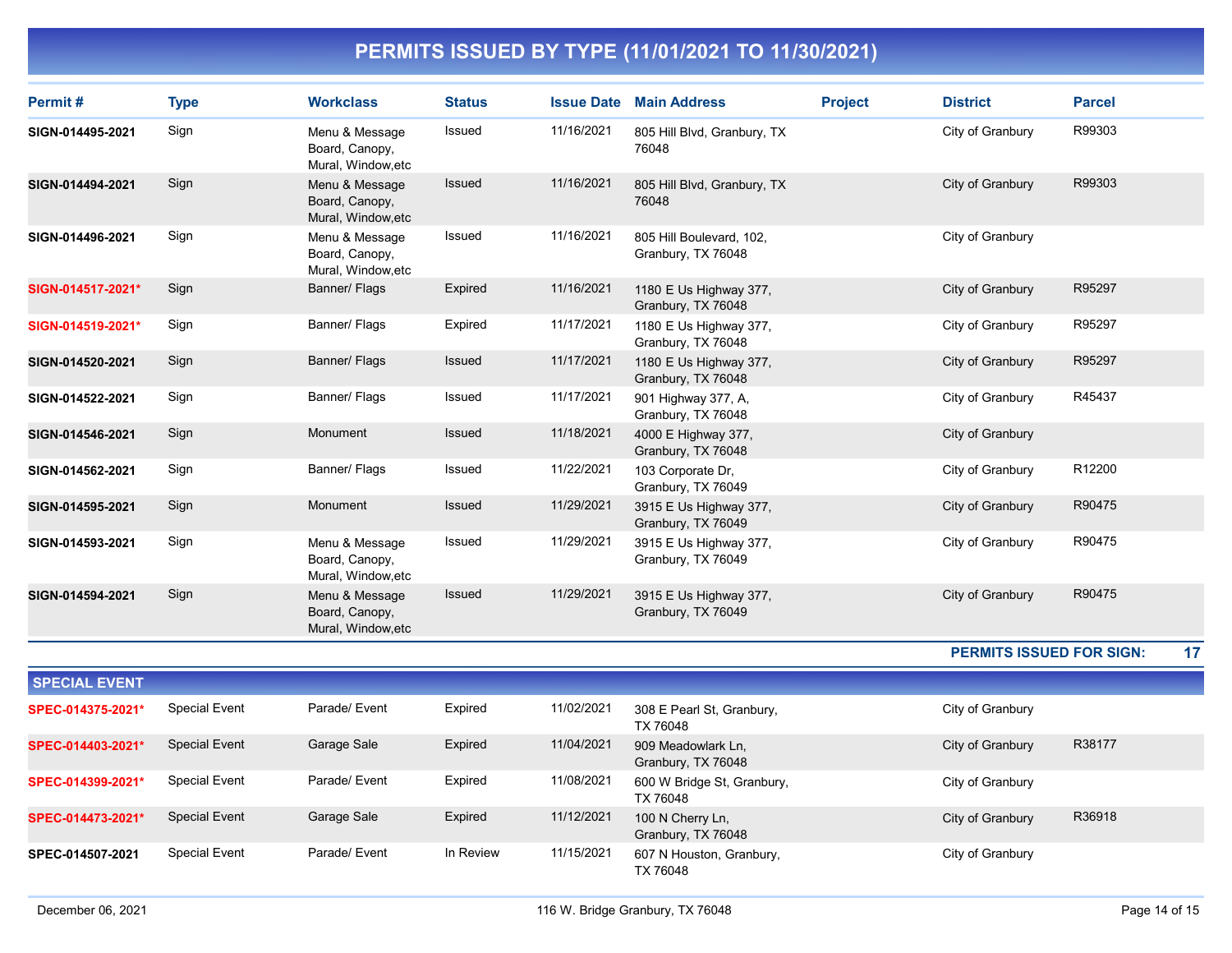# PERMITS ISSUED BY TYPE (11/01/2021 TO 11/30/2021)

| Permit # | Type | Workclass | Status | Issue Date | Main Address | Project | District | Parcel |
|---|---|---|---|---|---|---|---|---|
| SIGN-014495-2021 | Sign | Menu & Message Board, Canopy, Mural, Window,etc | Issued | 11/16/2021 | 805 Hill Blvd, Granbury, TX 76048 | | City of Granbury | R99303 |
| SIGN-014494-2021 | Sign | Menu & Message Board, Canopy, Mural, Window,etc | Issued | 11/16/2021 | 805 Hill Blvd, Granbury, TX 76048 | | City of Granbury | R99303 |
| SIGN-014496-2021 | Sign | Menu & Message Board, Canopy, Mural, Window,etc | Issued | 11/16/2021 | 805 Hill Boulevard, 102, Granbury, TX 76048 | | City of Granbury | |
| SIGN-014517-2021* | Sign | Banner/ Flags | Expired | 11/16/2021 | 1180 E Us Highway 377, Granbury, TX 76048 | | City of Granbury | R95297 |
| SIGN-014519-2021* | Sign | Banner/ Flags | Expired | 11/17/2021 | 1180 E Us Highway 377, Granbury, TX 76048 | | City of Granbury | R95297 |
| SIGN-014520-2021 | Sign | Banner/ Flags | Issued | 11/17/2021 | 1180 E Us Highway 377, Granbury, TX 76048 | | City of Granbury | R95297 |
| SIGN-014522-2021 | Sign | Banner/ Flags | Issued | 11/17/2021 | 901 Highway 377, A, Granbury, TX 76048 | | City of Granbury | R45437 |
| SIGN-014546-2021 | Sign | Monument | Issued | 11/18/2021 | 4000 E Highway 377, Granbury, TX 76048 | | City of Granbury | |
| SIGN-014562-2021 | Sign | Banner/ Flags | Issued | 11/22/2021 | 103 Corporate Dr, Granbury, TX 76049 | | City of Granbury | R12200 |
| SIGN-014595-2021 | Sign | Monument | Issued | 11/29/2021 | 3915 E Us Highway 377, Granbury, TX 76049 | | City of Granbury | R90475 |
| SIGN-014593-2021 | Sign | Menu & Message Board, Canopy, Mural, Window,etc | Issued | 11/29/2021 | 3915 E Us Highway 377, Granbury, TX 76049 | | City of Granbury | R90475 |
| SIGN-014594-2021 | Sign | Menu & Message Board, Canopy, Mural, Window,etc | Issued | 11/29/2021 | 3915 E Us Highway 377, Granbury, TX 76049 | | City of Granbury | R90475 |

**PERMITS ISSUED FOR SIGN: 17**

## SPECIAL EVENT

| Permit # | Type | Workclass | Status | Issue Date | Main Address | Project | District | Parcel |
|---|---|---|---|---|---|---|---|---|
| SPEC-014375-2021* | Special Event | Parade/ Event | Expired | 11/02/2021 | 308 E Pearl St, Granbury, TX 76048 | | City of Granbury | |
| SPEC-014403-2021* | Special Event | Garage Sale | Expired | 11/04/2021 | 909 Meadowlark Ln, Granbury, TX 76048 | | City of Granbury | R38177 |
| SPEC-014399-2021* | Special Event | Parade/ Event | Expired | 11/08/2021 | 600 W Bridge St, Granbury, TX 76048 | | City of Granbury | |
| SPEC-014473-2021* | Special Event | Garage Sale | Expired | 11/12/2021 | 100 N Cherry Ln, Granbury, TX 76048 | | City of Granbury | R36918 |
| SPEC-014507-2021 | Special Event | Parade/ Event | In Review | 11/15/2021 | 607 N Houston, Granbury, TX 76048 | | City of Granbury | |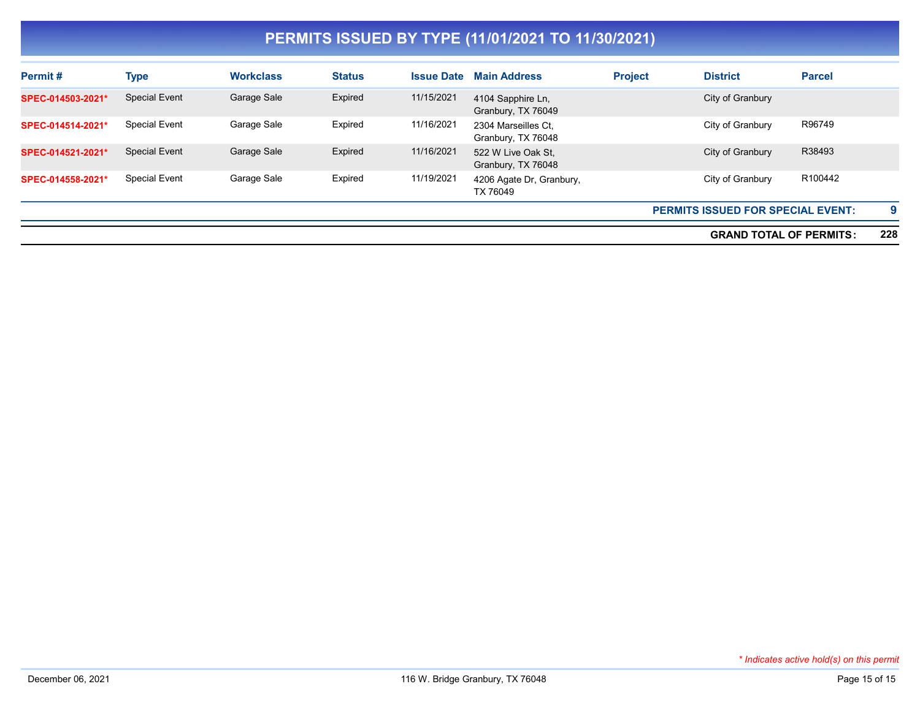## PERMITS ISSUED BY TYPE (11/01/2021 TO 11/30/2021)

| Permit # | Type | Workclass | Status | Issue Date | Main Address | Project | District | Parcel |
|---|---|---|---|---|---|---|---|---|
| SPEC-014503-2021* | Special Event | Garage Sale | Expired | 11/15/2021 | 4104 Sapphire Ln, Granbury, TX 76049 | | City of Granbury | |
| SPEC-014514-2021* | Special Event | Garage Sale | Expired | 11/16/2021 | 2304 Marseilles Ct, Granbury, TX 76048 | | City of Granbury | R96749 |
| SPEC-014521-2021* | Special Event | Garage Sale | Expired | 11/16/2021 | 522 W Live Oak St, Granbury, TX 76048 | | City of Granbury | R38493 |
| SPEC-014558-2021* | Special Event | Garage Sale | Expired | 11/19/2021 | 4206 Agate Dr, Granbury, TX 76049 | | City of Granbury | R100442 |

**PERMITS ISSUED FOR SPECIAL EVENT: 9**

**GRAND TOTAL OF PERMITS: 228**

*\* Indicates active hold(s) on this permit*

December 06, 2021

116 W. Bridge Granbury, TX 76048